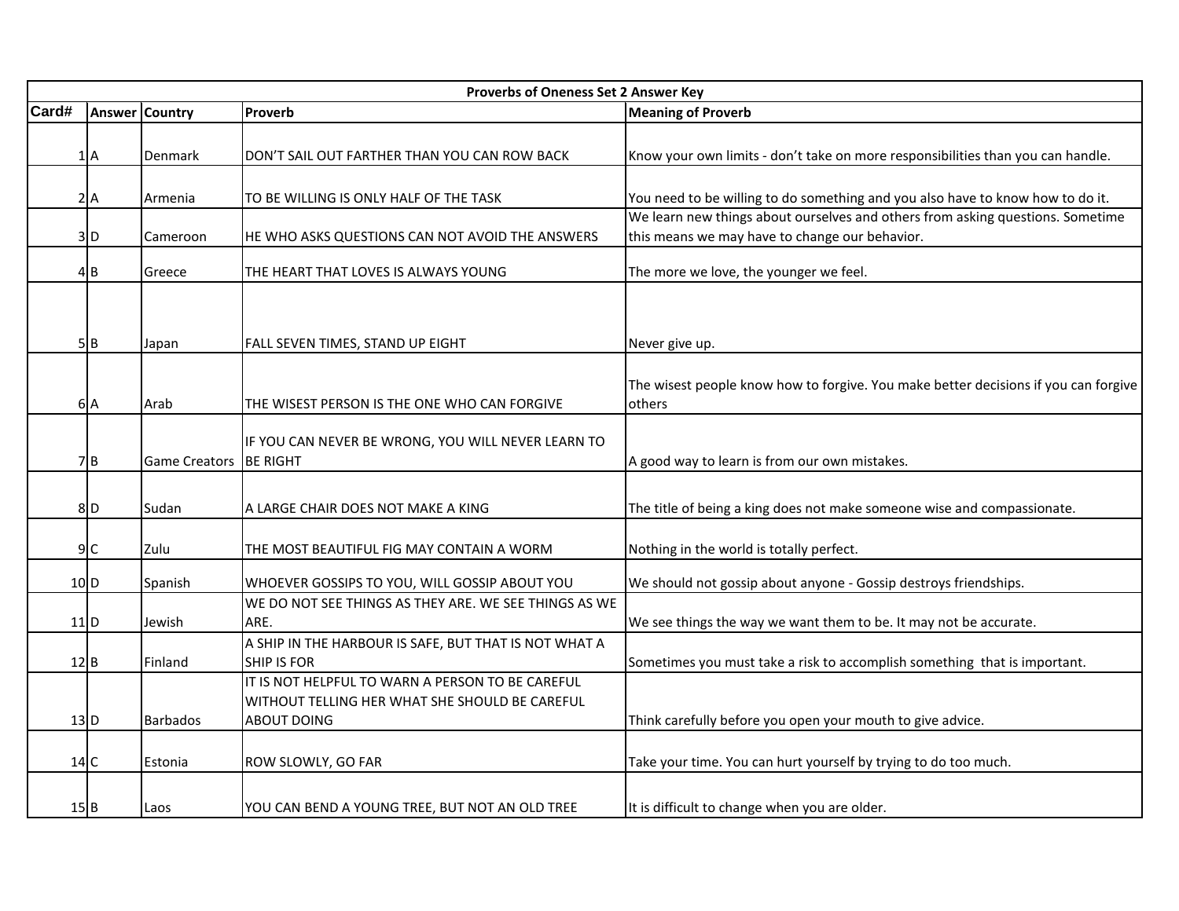| Proverbs of Oneness Set 2 Answer Key | | | | |
|---|---|---|---|---|
| **Card#** | **Answer** | **Country** | **Proverb** | **Meaning of Proverb** |
| 1 | A | Denmark | DON'T SAIL OUT FARTHER THAN YOU CAN ROW BACK | Know your own limits - don't take on more responsibilities than you can handle. |
| 2 | A | Armenia | TO BE WILLING IS ONLY HALF OF THE TASK | You need to be willing to do something and you also have to know how to do it. |
| 3 | D | Cameroon | HE WHO ASKS QUESTIONS CAN NOT AVOID THE ANSWERS | We learn new things about ourselves and others from asking questions. Sometime this means we may have to change our behavior. |
| 4 | B | Greece | THE HEART THAT LOVES IS ALWAYS YOUNG | The more we love, the younger we feel. |
| 5 | B | Japan | FALL SEVEN TIMES, STAND UP EIGHT | Never give up. |
| 6 | A | Arab | THE WISEST PERSON IS THE ONE WHO CAN FORGIVE | The wisest people know how to forgive. You make better decisions if you can forgive others |
| 7 | B | Game Creators | IF YOU CAN NEVER BE WRONG, YOU WILL NEVER LEARN TO BE RIGHT | A good way to learn is from our own mistakes. |
| 8 | D | Sudan | A LARGE CHAIR DOES NOT MAKE A KING | The title of being a king does not make someone wise and compassionate. |
| 9 | C | Zulu | THE MOST BEAUTIFUL FIG MAY CONTAIN A WORM | Nothing in the world is totally perfect. |
| 10 | D | Spanish | WHOEVER GOSSIPS TO YOU, WILL GOSSIP ABOUT YOU | We should not gossip about anyone - Gossip destroys friendships. |
| 11 | D | Jewish | WE DO NOT SEE THINGS AS THEY ARE. WE SEE THINGS AS WE ARE. | We see things the way we want them to be. It may not be accurate. |
| 12 | B | Finland | A SHIP IN THE HARBOUR IS SAFE, BUT THAT IS NOT WHAT A SHIP IS FOR | Sometimes you must take a risk to accomplish something that is important. |
| 13 | D | Barbados | IT IS NOT HELPFUL TO WARN A PERSON TO BE CAREFUL WITHOUT TELLING HER WHAT SHE SHOULD BE CAREFUL ABOUT DOING | Think carefully before you open your mouth to give advice. |
| 14 | C | Estonia | ROW SLOWLY, GO FAR | Take your time. You can hurt yourself by trying to do too much. |
| 15 | B | Laos | YOU CAN BEND A YOUNG TREE, BUT NOT AN OLD TREE | It is difficult to change when you are older. |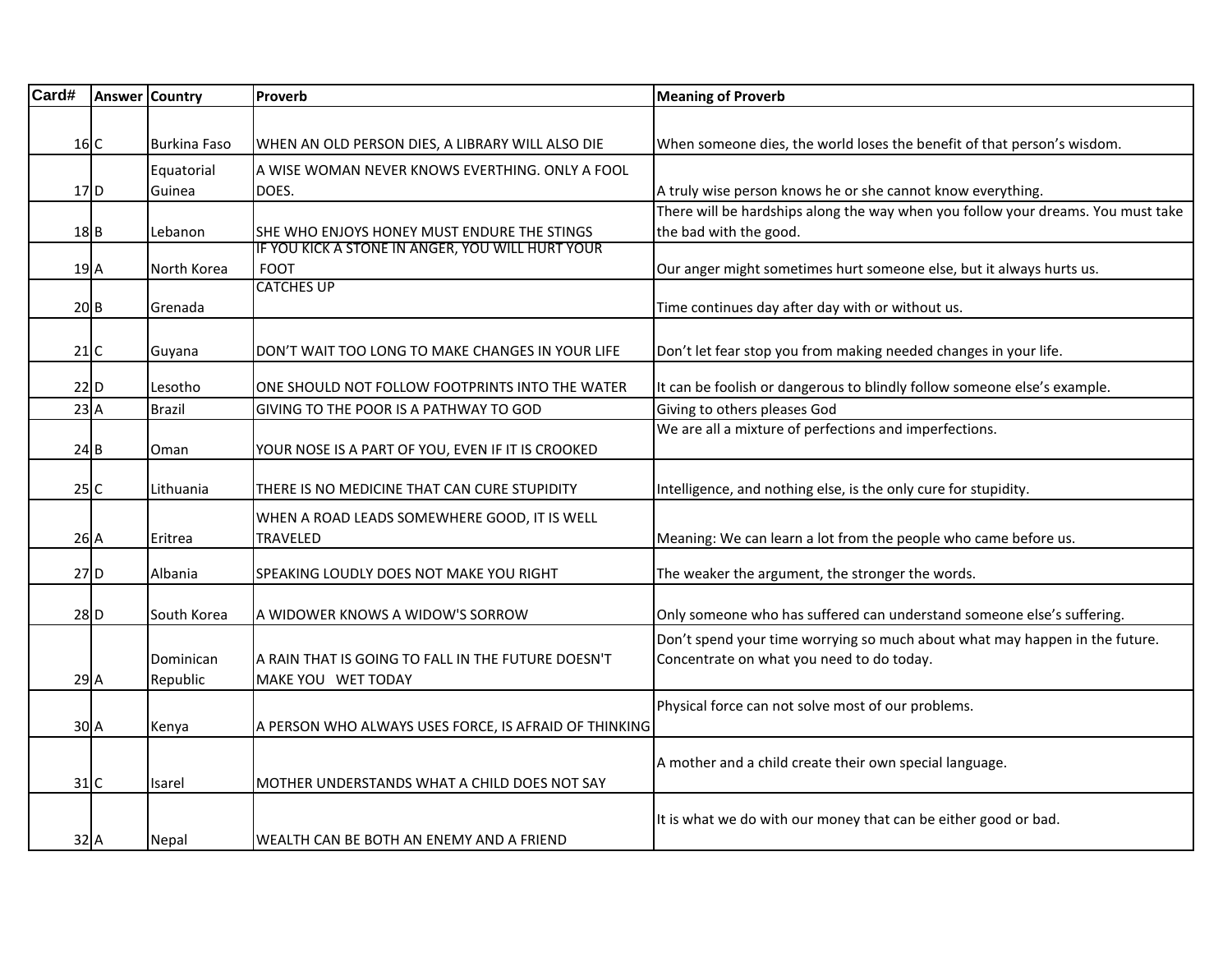| Card# | Answer | Country | Proverb | Meaning of Proverb |
|---|---|---|---|---|
| 16 | C | Burkina Faso | WHEN AN OLD PERSON DIES, A LIBRARY WILL ALSO DIE | When someone dies, the world loses the benefit of that person's wisdom. |
| 17 | D | Equatorial Guinea | A WISE WOMAN NEVER KNOWS EVERTHING. ONLY A FOOL DOES. | A truly wise person knows he or she cannot know everything. |
| 18 | B | Lebanon | SHE WHO ENJOYS HONEY MUST ENDURE THE STINGS | There will be hardships along the way when you follow your dreams. You must take the bad with the good. |
| 19 | A | North Korea | IF YOU KICK A STONE IN ANGER, YOU WILL HURT YOUR FOOT | Our anger might sometimes hurt someone else, but it always hurts us. |
| 20 | B | Grenada | CATCHES UP | Time continues day after day with or without us. |
| 21 | C | Guyana | DON'T WAIT TOO LONG TO MAKE CHANGES IN YOUR LIFE | Don't let fear stop you from making needed changes in your life. |
| 22 | D | Lesotho | ONE SHOULD NOT FOLLOW FOOTPRINTS INTO THE WATER | It can be foolish or dangerous to blindly follow someone else's example. |
| 23 | A | Brazil | GIVING TO THE POOR IS A PATHWAY TO GOD | Giving to others pleases God |
| 24 | B | Oman | YOUR NOSE IS A PART OF YOU, EVEN IF IT IS CROOKED | We are all a mixture of perfections and imperfections. |
| 25 | C | Lithuania | THERE IS NO MEDICINE THAT CAN CURE STUPIDITY | Intelligence, and nothing else, is the only cure for stupidity. |
| 26 | A | Eritrea | WHEN A ROAD LEADS SOMEWHERE GOOD, IT IS WELL TRAVELED | Meaning: We can learn a lot from the people who came before us. |
| 27 | D | Albania | SPEAKING LOUDLY DOES NOT MAKE YOU RIGHT | The weaker the argument, the stronger the words. |
| 28 | D | South Korea | A WIDOWER KNOWS A WIDOW'S SORROW | Only someone who has suffered can understand someone else's suffering. |
| 29 | A | Dominican Republic | A RAIN THAT IS GOING TO FALL IN THE FUTURE DOESN'T MAKE YOU WET TODAY | Don't spend your time worrying so much about what may happen in the future. Concentrate on what you need to do today. |
| 30 | A | Kenya | A PERSON WHO ALWAYS USES FORCE, IS AFRAID OF THINKING | Physical force can not solve most of our problems. |
| 31 | C | Isarel | MOTHER UNDERSTANDS WHAT A CHILD DOES NOT SAY | A mother and a child create their own special language. |
| 32 | A | Nepal | WEALTH CAN BE BOTH AN ENEMY AND A FRIEND | It is what we do with our money that can be either good or bad. |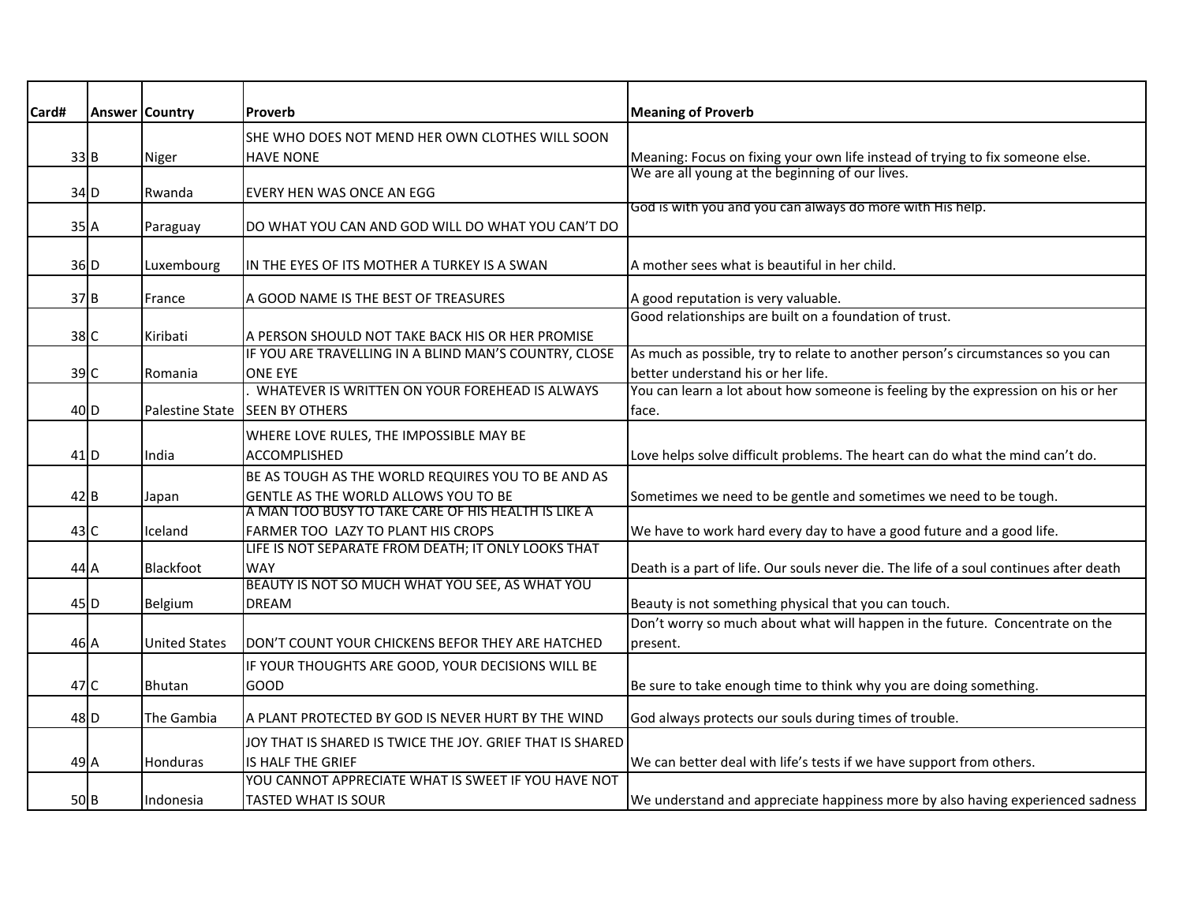| Card# | Answer | Country | Proverb | Meaning of Proverb |
|---|---|---|---|---|
| 33 | B | Niger | SHE WHO DOES NOT MEND HER OWN CLOTHES WILL SOON HAVE NONE | Meaning: Focus on fixing your own life instead of trying to fix someone else. |
| 34 | D | Rwanda | EVERY HEN WAS ONCE AN EGG | We are all young at the beginning of our lives. |
| 35 | A | Paraguay | DO WHAT YOU CAN AND GOD WILL DO WHAT YOU CAN'T DO | God is with you and you can always do more with His help. |
| 36 | D | Luxembourg | IN THE EYES OF ITS MOTHER A TURKEY IS A SWAN | A mother sees what is beautiful in her child. |
| 37 | B | France | A GOOD NAME IS THE BEST OF TREASURES | A good reputation is very valuable. |
| 38 | C | Kiribati | A PERSON SHOULD NOT TAKE BACK HIS OR HER PROMISE | Good relationships are built on a foundation of trust. |
| 39 | C | Romania | IF YOU ARE TRAVELLING IN A BLIND MAN'S COUNTRY, CLOSE ONE EYE | As much as possible, try to relate to another person's circumstances so you can better understand his or her life. |
| 40 | D | Palestine State | . WHATEVER IS WRITTEN ON YOUR FOREHEAD IS ALWAYS SEEN BY OTHERS | You can learn a lot about how someone is feeling by the expression on his or her face. |
| 41 | D | India | WHERE LOVE RULES, THE IMPOSSIBLE MAY BE ACCOMPLISHED | Love helps solve difficult problems. The heart can do what the mind can't do. |
| 42 | B | Japan | BE AS TOUGH AS THE WORLD REQUIRES YOU TO BE AND AS GENTLE AS THE WORLD ALLOWS YOU TO BE | Sometimes we need to be gentle and sometimes we need to be tough. |
| 43 | C | Iceland | A MAN TOO BUSY TO TAKE CARE OF HIS HEALTH IS LIKE A FARMER TOO LAZY TO PLANT HIS CROPS | We have to work hard every day to have a good future and a good life. |
| 44 | A | Blackfoot | LIFE IS NOT SEPARATE FROM DEATH; IT ONLY LOOKS THAT WAY | Death is a part of life. Our souls never die. The life of a soul continues after death |
| 45 | D | Belgium | BEAUTY IS NOT SO MUCH WHAT YOU SEE, AS WHAT YOU DREAM | Beauty is not something physical that you can touch. |
| 46 | A | United States | DON'T COUNT YOUR CHICKENS BEFOR THEY ARE HATCHED | Don't worry so much about what will happen in the future. Concentrate on the present. |
| 47 | C | Bhutan | IF YOUR THOUGHTS ARE GOOD, YOUR DECISIONS WILL BE GOOD | Be sure to take enough time to think why you are doing something. |
| 48 | D | The Gambia | A PLANT PROTECTED BY GOD IS NEVER HURT BY THE WIND | God always protects our souls during times of trouble. |
| 49 | A | Honduras | JOY THAT IS SHARED IS TWICE THE JOY. GRIEF THAT IS SHARED IS HALF THE GRIEF | We can better deal with life's tests if we have support from others. |
| 50 | B | Indonesia | YOU CANNOT APPRECIATE WHAT IS SWEET IF YOU HAVE NOT TASTED WHAT IS SOUR | We understand and appreciate happiness more by also having experienced sadness |